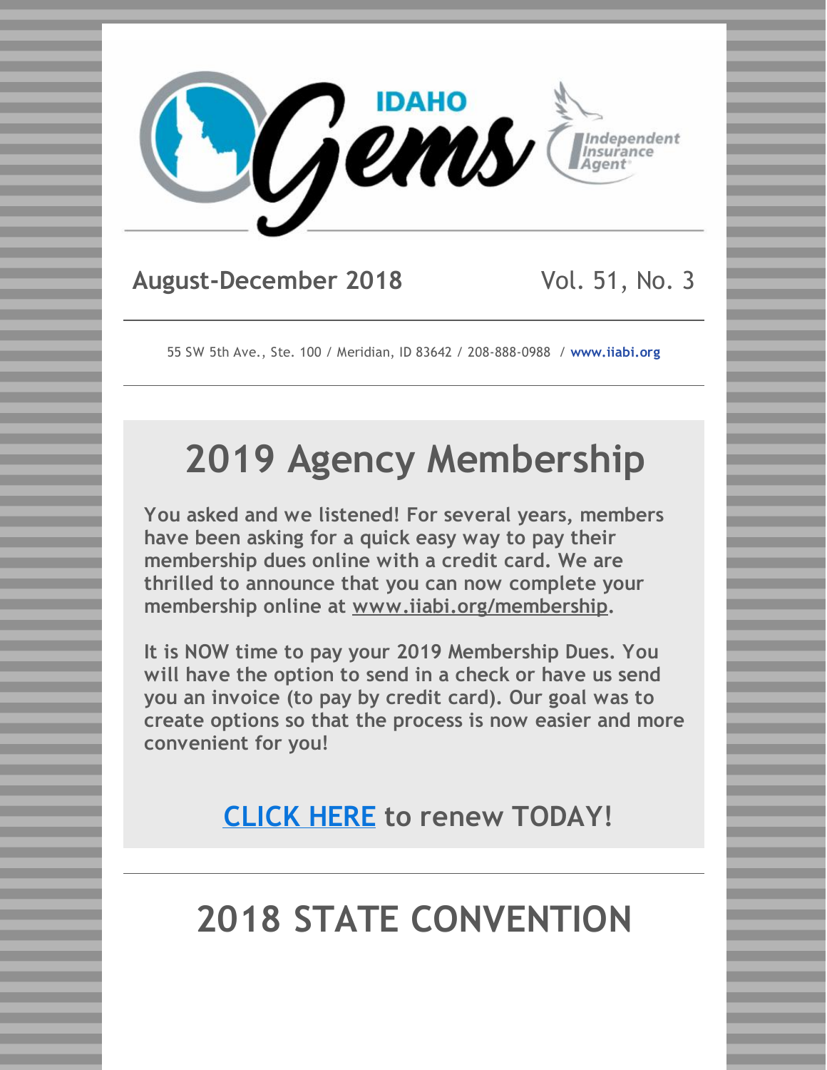# IDAHO Gems

Independent Insurance Agent

**August-December 2018** Vol. 51, No. 3

55 SW 5th Ave., Ste. 100 / Meridian, ID 83642 / 208-888-0988 / **www.iiabi.org**

## 2019 Agency Membership

**You asked and we listened! For several years, members have been asking for a quick easy way to pay their membership dues online with a credit card. We are thrilled to announce that you can now complete your membership online at www.iiabi.org/membership.**

**It is NOW time to pay your 2019 Membership Dues. You will have the option to send in a check or have us send you an invoice (to pay by credit card). Our goal was to create options so that the process is now easier and more convenient for you!**

**CLICK HERE to renew TODAY!**

## 2018 STATE CONVENTION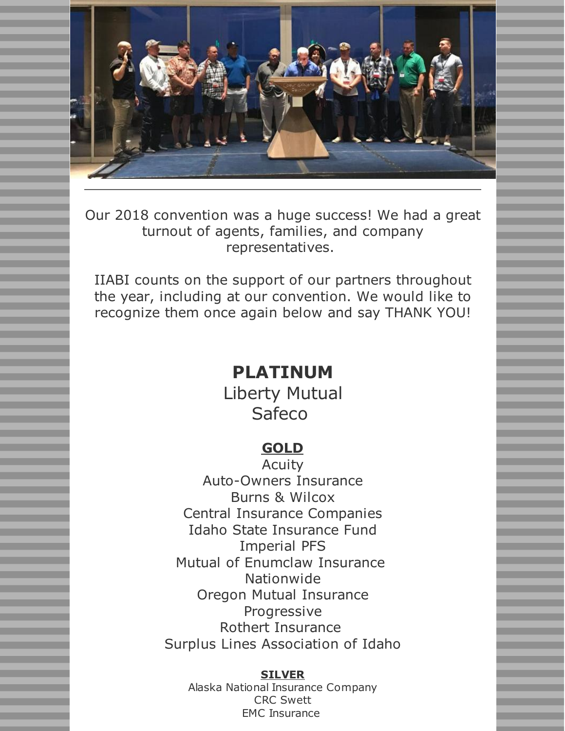---

Our 2018 convention was a huge success! We had a great turnout of agents, families, and company representatives.

IIABI counts on the support of our partners throughout the year, including at our convention. We would like to recognize them once again below and say THANK YOU!

## PLATINUM

Liberty Mutual
Safeco

### GOLD

Acuity
Auto-Owners Insurance
Burns & Wilcox
Central Insurance Companies
Idaho State Insurance Fund
Imperial PFS
Mutual of Enumclaw Insurance
Nationwide
Oregon Mutual Insurance
Progressive
Rothert Insurance
Surplus Lines Association of Idaho

#### SILVER

Alaska National Insurance Company
CRC Swett
EMC Insurance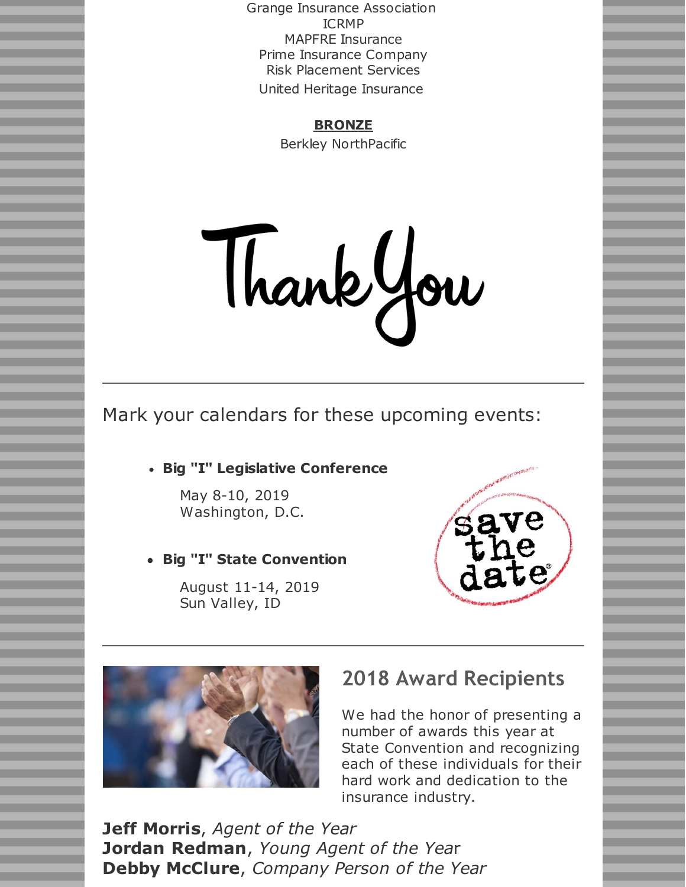Grange Insurance Association
ICRMP
MAPFRE Insurance
Prime Insurance Company
Risk Placement Services
United Heritage Insurance

**BRONZE**

Berkley NorthPacific

Thank You

---

Mark your calendars for these upcoming events:

- **Big "I" Legislative Conference**

  May 8-10, 2019
  Washington, D.C.

- **Big "I" State Convention**

  August 11-14, 2019
  Sun Valley, ID

save the date

---

## 2018 Award Recipients

We had the honor of presenting a number of awards this year at State Convention and recognizing each of these individuals for their hard work and dedication to the insurance industry.

**Jeff Morris**, *Agent of the Year*
**Jordan Redman**, *Young Agent of the Year*
**Debby McClure**, *Company Person of the Year*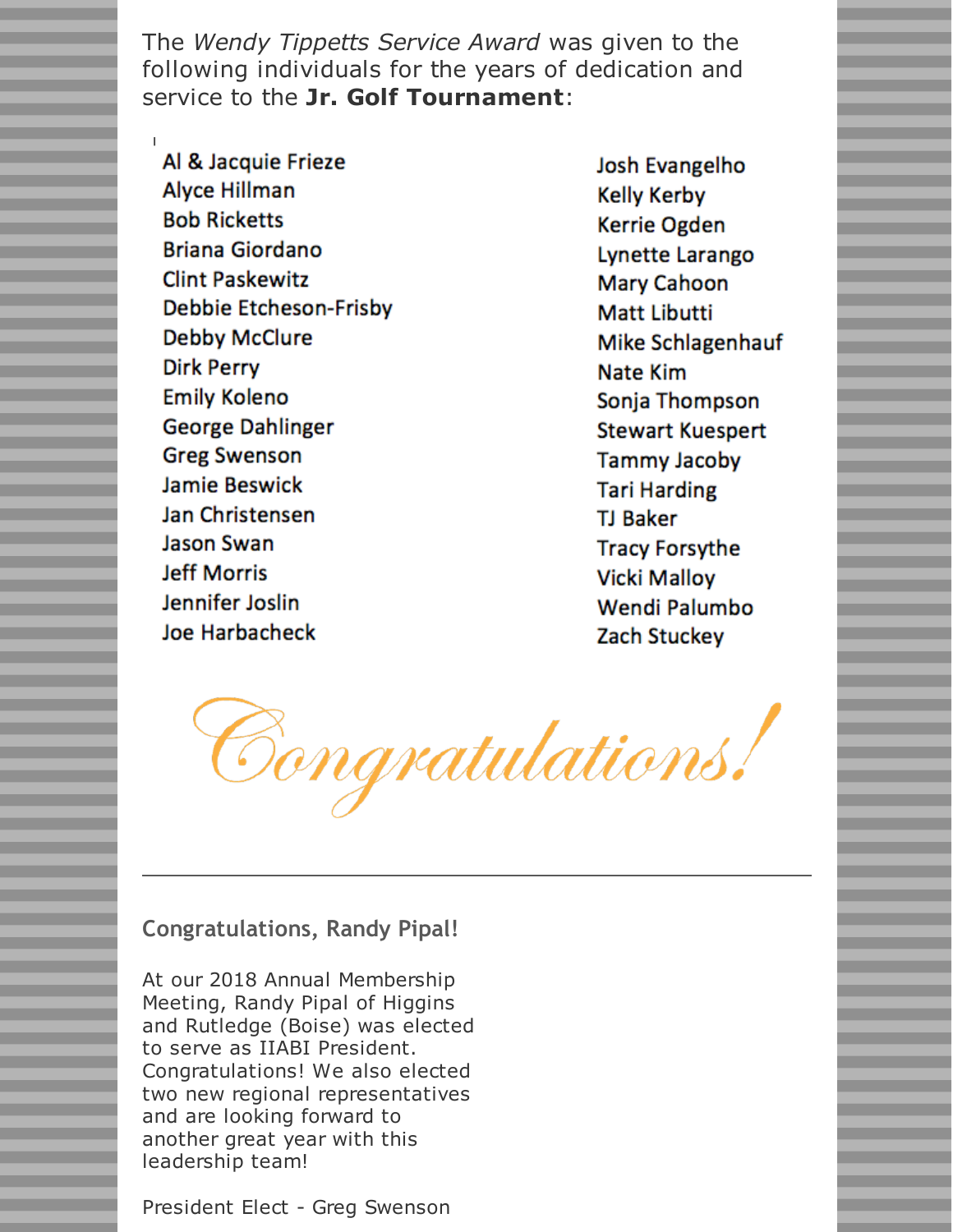The *Wendy Tippetts Service Award* was given to the following individuals for the years of dedication and service to the **Jr. Golf Tournament**:

- Al & Jacquie Frieze
- Alyce Hillman
- Bob Ricketts
- Briana Giordano
- Clint Paskewitz
- Debbie Etcheson-Frisby
- Debby McClure
- Dirk Perry
- Emily Koleno
- George Dahlinger
- Greg Swenson
- Jamie Beswick
- Jan Christensen
- Jason Swan
- Jeff Morris
- Jennifer Joslin
- Joe Harbacheck
- Josh Evangelho
- Kelly Kerby
- Kerrie Ogden
- Lynette Larango
- Mary Cahoon
- Matt Libutti
- Mike Schlagenhauf
- Nate Kim
- Sonja Thompson
- Stewart Kuespert
- Tammy Jacoby
- Tari Harding
- TJ Baker
- Tracy Forsythe
- Vicki Malloy
- Wendi Palumbo
- Zach Stuckey

*Congratulations!*

---

**Congratulations, Randy Pipal!**

At our 2018 Annual Membership Meeting, Randy Pipal of Higgins and Rutledge (Boise) was elected to serve as IIABI President. Congratulations! We also elected two new regional representatives and are looking forward to another great year with this leadership team!

President Elect - Greg Swenson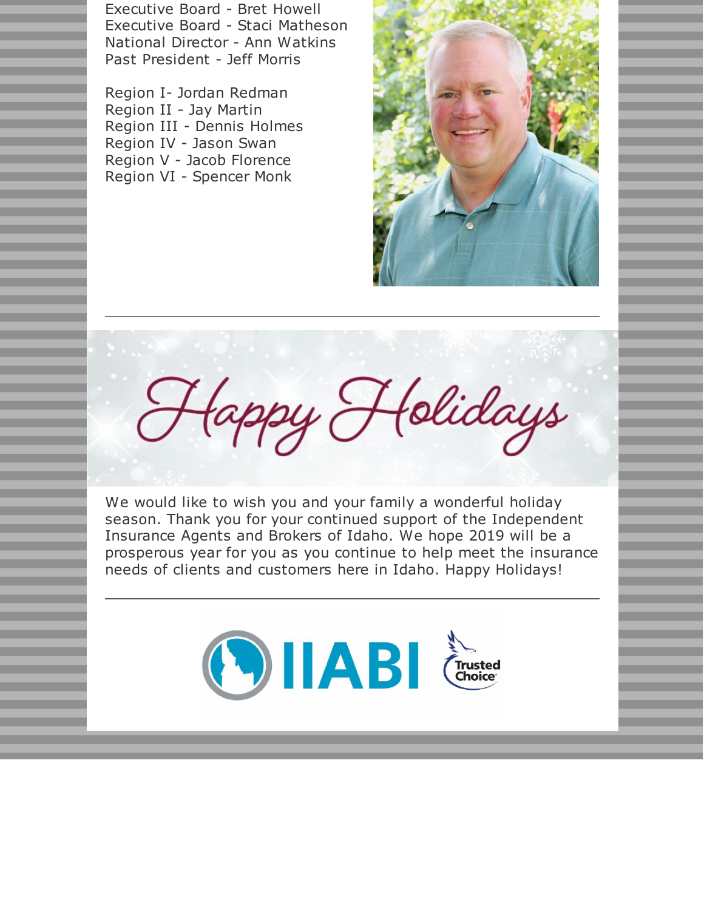Executive Board - Bret Howell
Executive Board - Staci Matheson
National Director - Ann Watkins
Past President - Jeff Morris

Region I- Jordan Redman
Region II - Jay Martin
Region III - Dennis Holmes
Region IV - Jason Swan
Region V - Jacob Florence
Region VI - Spencer Monk

---

## Happy Holidays

We would like to wish you and your family a wonderful holiday season. Thank you for your continued support of the Independent Insurance Agents and Brokers of Idaho. We hope 2019 will be a prosperous year for you as you continue to help meet the insurance needs of clients and customers here in Idaho. Happy Holidays!

---

IIABI Trusted Choice